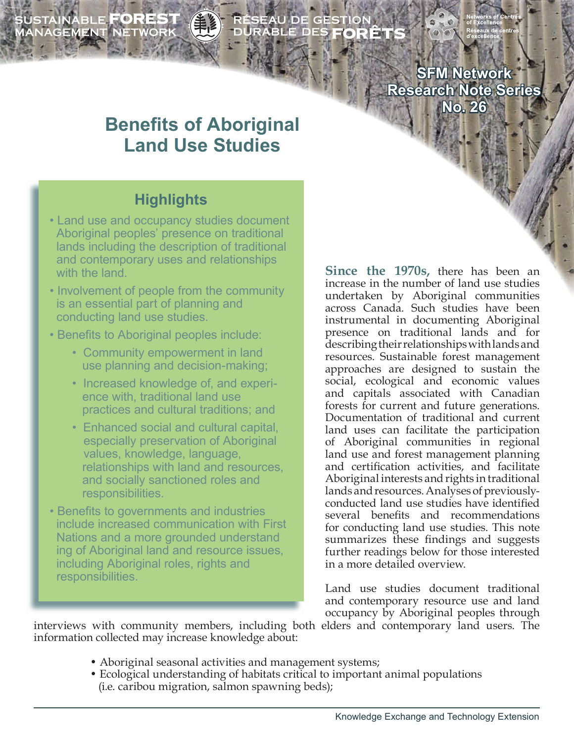SUSTAINABLE FOREST MANAGEMENT NETWORK

RÉSEAU DE GESTION DURABLE DES FORÊTS

Networks of Centres of Excellence
Réseaux de centres d'excellence

SFM Network Research Note Series No. 26

# Benefits of Aboriginal Land Use Studies

## Highlights

- Land use and occupancy studies document Aboriginal peoples' presence on traditional lands including the description of traditional and contemporary uses and relationships with the land.
- Involvement of people from the community is an essential part of planning and conducting land use studies.
- Benefits to Aboriginal peoples include:
  - Community empowerment in land use planning and decision-making;
  - Increased knowledge of, and experience with, traditional land use practices and cultural traditions; and
  - Enhanced social and cultural capital, especially preservation of Aboriginal values, knowledge, language, relationships with land and resources, and socially sanctioned roles and responsibilities.
- Benefits to governments and industries include increased communication with First Nations and a more grounded understanding of Aboriginal land and resource issues, including Aboriginal roles, rights and responsibilities.

**Since the 1970s,** there has been an increase in the number of land use studies undertaken by Aboriginal communities across Canada. Such studies have been instrumental in documenting Aboriginal presence on traditional lands and for describing their relationships with lands and resources. Sustainable forest management approaches are designed to sustain the social, ecological and economic values and capitals associated with Canadian forests for current and future generations. Documentation of traditional and current land uses can facilitate the participation of Aboriginal communities in regional land use and forest management planning and certification activities, and facilitate Aboriginal interests and rights in traditional lands and resources. Analyses of previously-conducted land use studies have identified several benefits and recommendations for conducting land use studies. This note summarizes these findings and suggests further readings below for those interested in a more detailed overview.

Land use studies document traditional and contemporary resource use and land occupancy by Aboriginal peoples through interviews with community members, including both elders and contemporary land users. The information collected may increase knowledge about:

- Aboriginal seasonal activities and management systems;
- Ecological understanding of habitats critical to important animal populations (i.e. caribou migration, salmon spawning beds);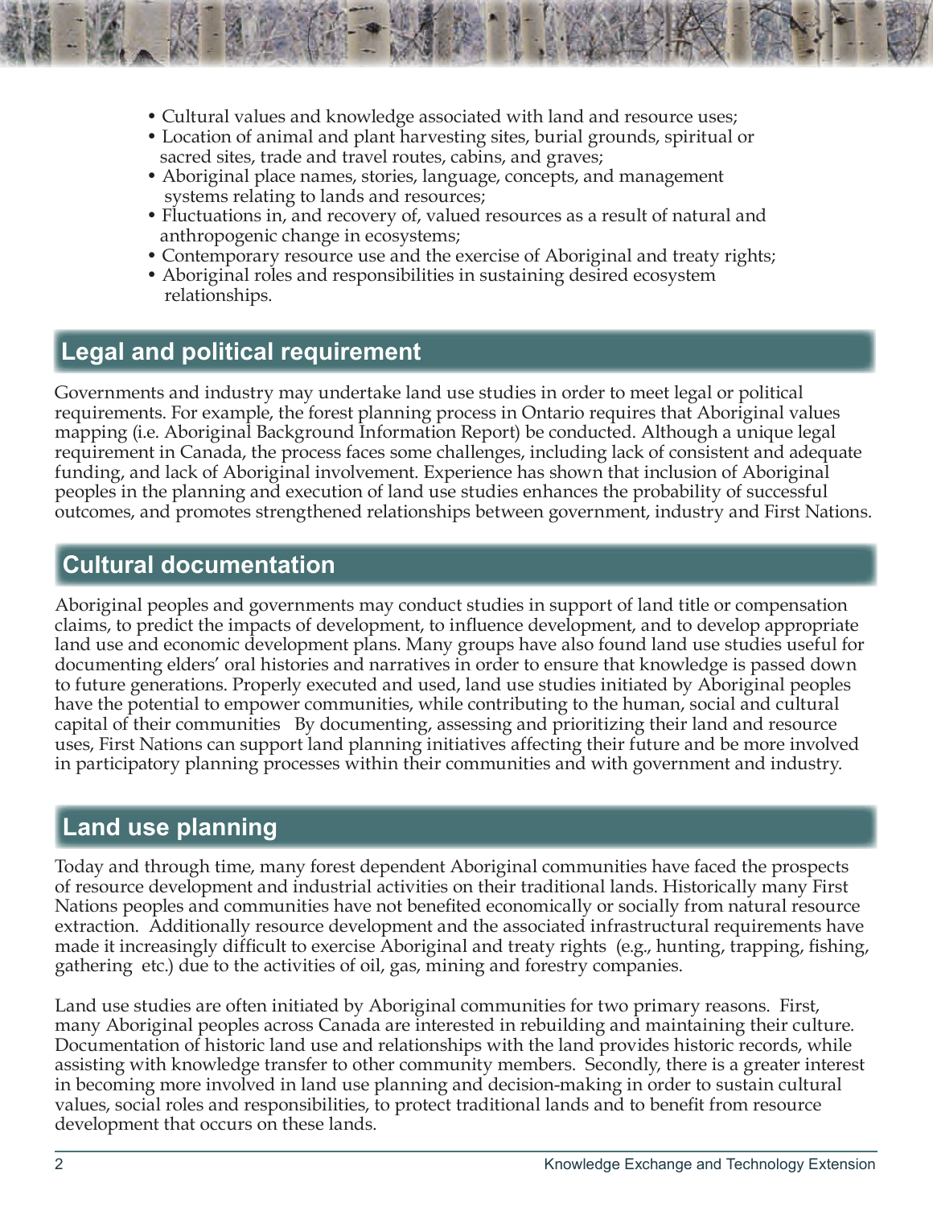- Cultural values and knowledge associated with land and resource uses;
- Location of animal and plant harvesting sites, burial grounds, spiritual or sacred sites, trade and travel routes, cabins, and graves;
- Aboriginal place names, stories, language, concepts, and management systems relating to lands and resources;
- Fluctuations in, and recovery of, valued resources as a result of natural and anthropogenic change in ecosystems;
- Contemporary resource use and the exercise of Aboriginal and treaty rights;
- Aboriginal roles and responsibilities in sustaining desired ecosystem relationships.

## Legal and political requirement

Governments and industry may undertake land use studies in order to meet legal or political requirements. For example, the forest planning process in Ontario requires that Aboriginal values mapping (i.e. Aboriginal Background Information Report) be conducted. Although a unique legal requirement in Canada, the process faces some challenges, including lack of consistent and adequate funding, and lack of Aboriginal involvement. Experience has shown that inclusion of Aboriginal peoples in the planning and execution of land use studies enhances the probability of successful outcomes, and promotes strengthened relationships between government, industry and First Nations.

## Cultural documentation

Aboriginal peoples and governments may conduct studies in support of land title or compensation claims, to predict the impacts of development, to influence development, and to develop appropriate land use and economic development plans. Many groups have also found land use studies useful for documenting elders' oral histories and narratives in order to ensure that knowledge is passed down to future generations. Properly executed and used, land use studies initiated by Aboriginal peoples have the potential to empower communities, while contributing to the human, social and cultural capital of their communities By documenting, assessing and prioritizing their land and resource uses, First Nations can support land planning initiatives affecting their future and be more involved in participatory planning processes within their communities and with government and industry.

## Land use planning

Today and through time, many forest dependent Aboriginal communities have faced the prospects of resource development and industrial activities on their traditional lands. Historically many First Nations peoples and communities have not benefited economically or socially from natural resource extraction. Additionally resource development and the associated infrastructural requirements have made it increasingly difficult to exercise Aboriginal and treaty rights (e.g., hunting, trapping, fishing, gathering etc.) due to the activities of oil, gas, mining and forestry companies.

Land use studies are often initiated by Aboriginal communities for two primary reasons. First, many Aboriginal peoples across Canada are interested in rebuilding and maintaining their culture. Documentation of historic land use and relationships with the land provides historic records, while assisting with knowledge transfer to other community members. Secondly, there is a greater interest in becoming more involved in land use planning and decision-making in order to sustain cultural values, social roles and responsibilities, to protect traditional lands and to benefit from resource development that occurs on these lands.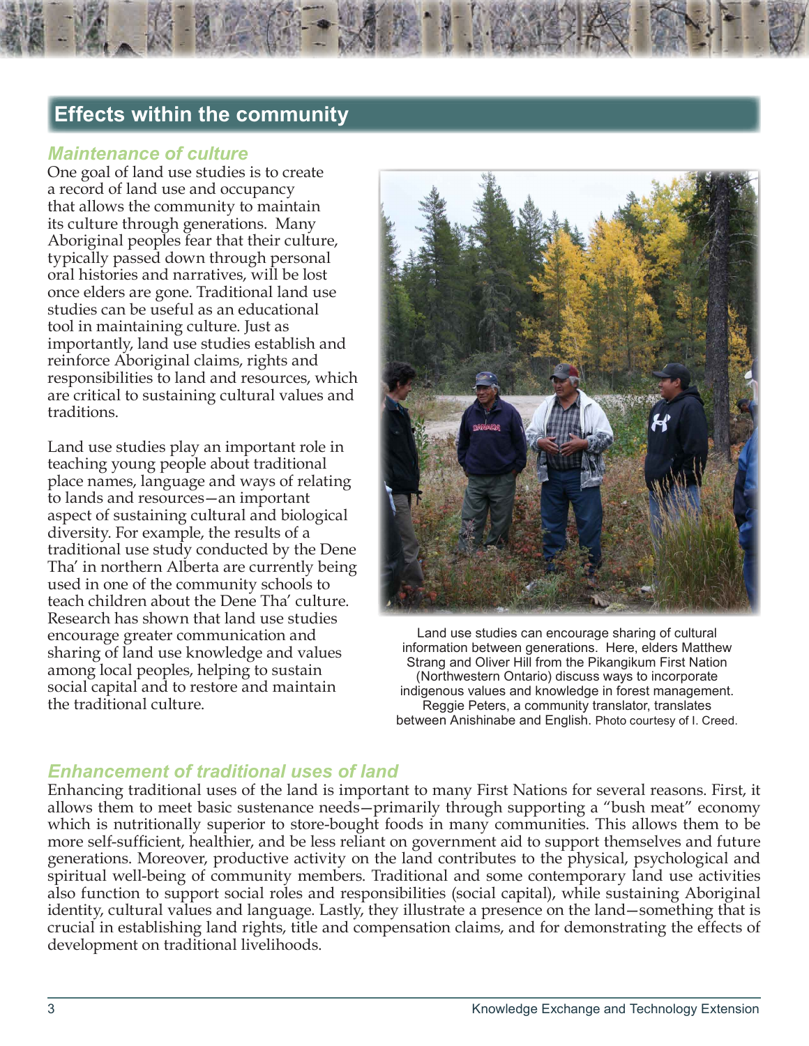## Effects within the community

### *Maintenance of culture*

One goal of land use studies is to create a record of land use and occupancy that allows the community to maintain its culture through generations. Many Aboriginal peoples fear that their culture, typically passed down through personal oral histories and narratives, will be lost once elders are gone. Traditional land use studies can be useful as an educational tool in maintaining culture. Just as importantly, land use studies establish and reinforce Aboriginal claims, rights and responsibilities to land and resources, which are critical to sustaining cultural values and traditions.

Land use studies play an important role in teaching young people about traditional place names, language and ways of relating to lands and resources—an important aspect of sustaining cultural and biological diversity. For example, the results of a traditional use study conducted by the Dene Tha' in northern Alberta are currently being used in one of the community schools to teach children about the Dene Tha' culture. Research has shown that land use studies encourage greater communication and sharing of land use knowledge and values among local peoples, helping to sustain social capital and to restore and maintain the traditional culture.

Land use studies can encourage sharing of cultural information between generations. Here, elders Matthew Strang and Oliver Hill from the Pikangikum First Nation (Northwestern Ontario) discuss ways to incorporate indigenous values and knowledge in forest management. Reggie Peters, a community translator, translates between Anishinabe and English. Photo courtesy of I. Creed.

### *Enhancement of traditional uses of land*

Enhancing traditional uses of the land is important to many First Nations for several reasons. First, it allows them to meet basic sustenance needs—primarily through supporting a "bush meat" economy which is nutritionally superior to store-bought foods in many communities. This allows them to be more self-sufficient, healthier, and be less reliant on government aid to support themselves and future generations. Moreover, productive activity on the land contributes to the physical, psychological and spiritual well-being of community members. Traditional and some contemporary land use activities also function to support social roles and responsibilities (social capital), while sustaining Aboriginal identity, cultural values and language. Lastly, they illustrate a presence on the land—something that is crucial in establishing land rights, title and compensation claims, and for demonstrating the effects of development on traditional livelihoods.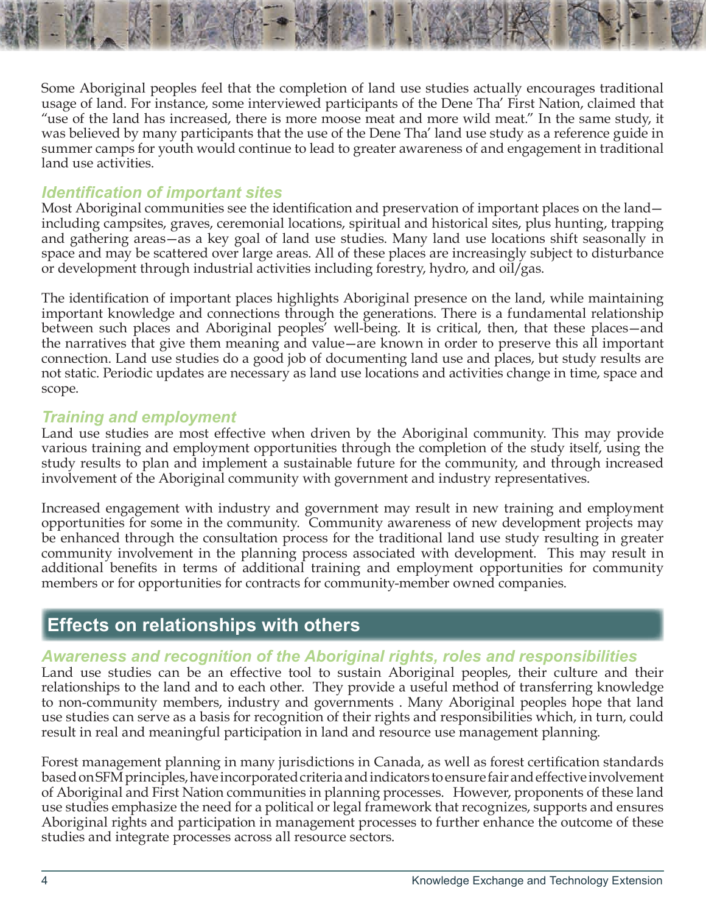Some Aboriginal peoples feel that the completion of land use studies actually encourages traditional usage of land. For instance, some interviewed participants of the Dene Tha' First Nation, claimed that "use of the land has increased, there is more moose meat and more wild meat." In the same study, it was believed by many participants that the use of the Dene Tha' land use study as a reference guide in summer camps for youth would continue to lead to greater awareness of and engagement in traditional land use activities.

### *Identification of important sites*

Most Aboriginal communities see the identification and preservation of important places on the land—including campsites, graves, ceremonial locations, spiritual and historical sites, plus hunting, trapping and gathering areas—as a key goal of land use studies. Many land use locations shift seasonally in space and may be scattered over large areas. All of these places are increasingly subject to disturbance or development through industrial activities including forestry, hydro, and oil/gas.

The identification of important places highlights Aboriginal presence on the land, while maintaining important knowledge and connections through the generations. There is a fundamental relationship between such places and Aboriginal peoples' well-being. It is critical, then, that these places—and the narratives that give them meaning and value—are known in order to preserve this all important connection. Land use studies do a good job of documenting land use and places, but study results are not static. Periodic updates are necessary as land use locations and activities change in time, space and scope.

### *Training and employment*

Land use studies are most effective when driven by the Aboriginal community. This may provide various training and employment opportunities through the completion of the study itself, using the study results to plan and implement a sustainable future for the community, and through increased involvement of the Aboriginal community with government and industry representatives.

Increased engagement with industry and government may result in new training and employment opportunities for some in the community. Community awareness of new development projects may be enhanced through the consultation process for the traditional land use study resulting in greater community involvement in the planning process associated with development. This may result in additional benefits in terms of additional training and employment opportunities for community members or for opportunities for contracts for community-member owned companies.

## Effects on relationships with others

### *Awareness and recognition of the Aboriginal rights, roles and responsibilities*

Land use studies can be an effective tool to sustain Aboriginal peoples, their culture and their relationships to the land and to each other. They provide a useful method of transferring knowledge to non-community members, industry and governments . Many Aboriginal peoples hope that land use studies can serve as a basis for recognition of their rights and responsibilities which, in turn, could result in real and meaningful participation in land and resource use management planning.

Forest management planning in many jurisdictions in Canada, as well as forest certification standards based on SFM principles, have incorporated criteria and indicators to ensure fair and effective involvement of Aboriginal and First Nation communities in planning processes. However, proponents of these land use studies emphasize the need for a political or legal framework that recognizes, supports and ensures Aboriginal rights and participation in management processes to further enhance the outcome of these studies and integrate processes across all resource sectors.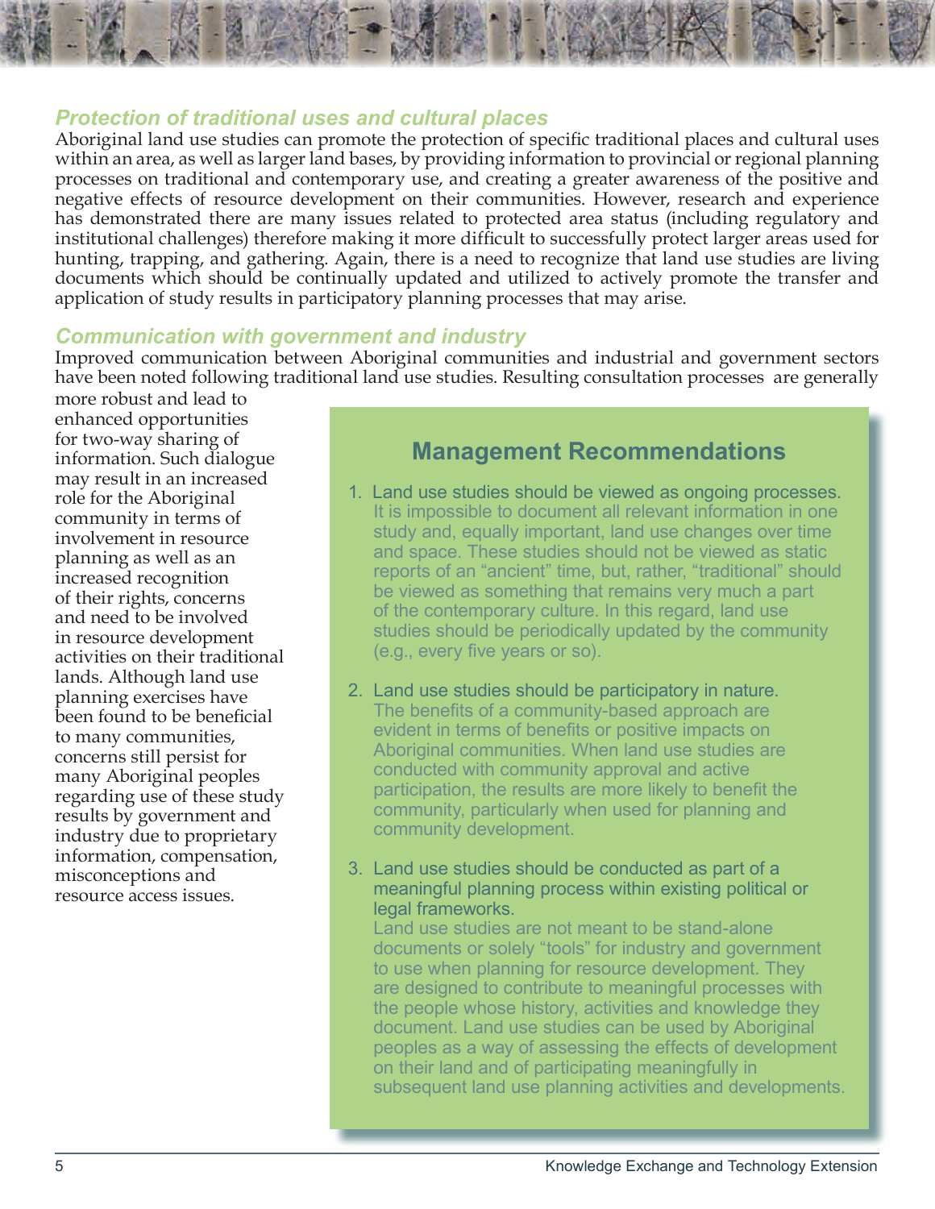## *Protection of traditional uses and cultural places*

Aboriginal land use studies can promote the protection of specific traditional places and cultural uses within an area, as well as larger land bases, by providing information to provincial or regional planning processes on traditional and contemporary use, and creating a greater awareness of the positive and negative effects of resource development on their communities. However, research and experience has demonstrated there are many issues related to protected area status (including regulatory and institutional challenges) therefore making it more difficult to successfully protect larger areas used for hunting, trapping, and gathering. Again, there is a need to recognize that land use studies are living documents which should be continually updated and utilized to actively promote the transfer and application of study results in participatory planning processes that may arise.

## *Communication with government and industry*

Improved communication between Aboriginal communities and industrial and government sectors have been noted following traditional land use studies. Resulting consultation processes are generally more robust and lead to enhanced opportunities for two-way sharing of information. Such dialogue may result in an increased role for the Aboriginal community in terms of involvement in resource planning as well as an increased recognition of their rights, concerns and need to be involved in resource development activities on their traditional lands. Although land use planning exercises have been found to be beneficial to many communities, concerns still persist for many Aboriginal peoples regarding use of these study results by government and industry due to proprietary information, compensation, misconceptions and resource access issues.

## Management Recommendations

1. Land use studies should be viewed as ongoing processes.
   It is impossible to document all relevant information in one study and, equally important, land use changes over time and space. These studies should not be viewed as static reports of an "ancient" time, but, rather, "traditional" should be viewed as something that remains very much a part of the contemporary culture. In this regard, land use studies should be periodically updated by the community (e.g., every five years or so).

2. Land use studies should be participatory in nature.
   The benefits of a community-based approach are evident in terms of benefits or positive impacts on Aboriginal communities. When land use studies are conducted with community approval and active participation, the results are more likely to benefit the community, particularly when used for planning and community development.

3. Land use studies should be conducted as part of a meaningful planning process within existing political or legal frameworks.
   Land use studies are not meant to be stand-alone documents or solely "tools" for industry and government to use when planning for resource development. They are designed to contribute to meaningful processes with the people whose history, activities and knowledge they document. Land use studies can be used by Aboriginal peoples as a way of assessing the effects of development on their land and of participating meaningfully in subsequent land use planning activities and developments.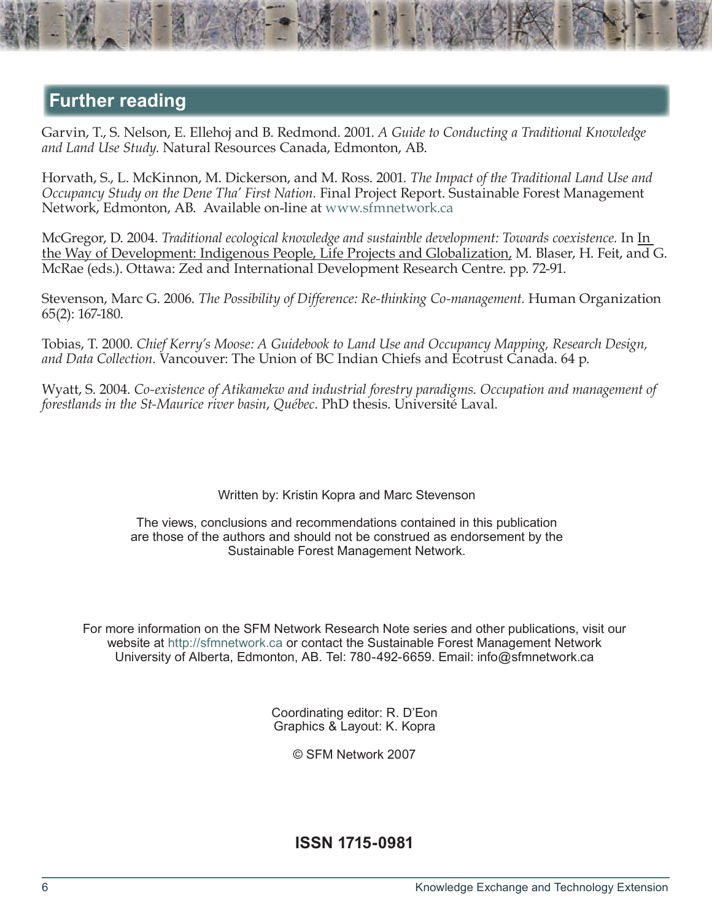## Further reading

Garvin, T., S. Nelson, E. Ellehoj and B. Redmond. 2001. *A Guide to Conducting a Traditional Knowledge and Land Use Study.* Natural Resources Canada, Edmonton, AB.

Horvath, S., L. McKinnon, M. Dickerson, and M. Ross. 2001. *The Impact of the Traditional Land Use and Occupancy Study on the Dene Tha' First Nation.* Final Project Report. Sustainable Forest Management Network, Edmonton, AB. Available on-line at www.sfmnetwork.ca

McGregor, D. 2004. *Traditional ecological knowledge and sustainble development: Towards coexistence.* In In the Way of Development: Indigenous People, Life Projects and Globalization, M. Blaser, H. Feit, and G. McRae (eds.). Ottawa: Zed and International Development Research Centre. pp. 72-91.

Stevenson, Marc G. 2006. *The Possibility of Difference: Re-thinking Co-management.* Human Organization 65(2): 167-180.

Tobias, T. 2000. *Chief Kerry's Moose: A Guidebook to Land Use and Occupancy Mapping, Research Design, and Data Collection.* Vancouver: The Union of BC Indian Chiefs and Ecotrust Canada. 64 p.

Wyatt, S. 2004. *Co-existence of Atikamekw and industrial forestry paradigms. Occupation and management of forestlands in the St-Maurice river basin, Québec.* PhD thesis. Université Laval.

Written by: Kristin Kopra and Marc Stevenson

The views, conclusions and recommendations contained in this publication are those of the authors and should not be construed as endorsement by the Sustainable Forest Management Network.

For more information on the SFM Network Research Note series and other publications, visit our website at http://sfmnetwork.ca or contact the Sustainable Forest Management Network University of Alberta, Edmonton, AB. Tel: 780-492-6659. Email: info@sfmnetwork.ca

Coordinating editor: R. D'Eon
Graphics & Layout: K. Kopra

© SFM Network 2007

**ISSN 1715-0981**